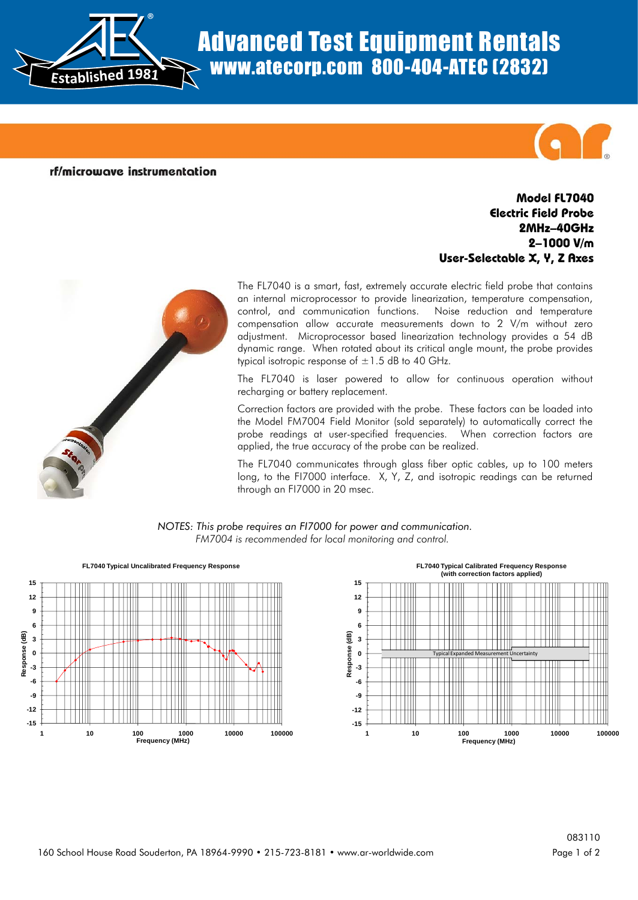# Advanced Test Equipment Rentals

www.atecorp.com 800-404-ATEC (2832)

Established 1981

rf/microwave instrumentation

## Model FL7040
## Electric Field Probe
## 2MHz–40GHz
## 2–1000 V/m
## User-Selectable X, Y, Z Axes

The FL7040 is a smart, fast, extremely accurate electric field probe that contains an internal microprocessor to provide linearization, temperature compensation, control, and communication functions. Noise reduction and temperature compensation allow accurate measurements down to 2 V/m without zero adjustment. Microprocessor based linearization technology provides a 54 dB dynamic range. When rotated about its critical angle mount, the probe provides typical isotropic response of ±1.5 dB to 40 GHz.

The FL7040 is laser powered to allow for continuous operation without recharging or battery replacement.

Correction factors are provided with the probe. These factors can be loaded into the Model FM7004 Field Monitor (sold separately) to automatically correct the probe readings at user-specified frequencies. When correction factors are applied, the true accuracy of the probe can be realized.

The FL7040 communicates through glass fiber optic cables, up to 100 meters long, to the FI7000 interface. X, Y, Z, and isotropic readings can be returned through an FI7000 in 20 msec.

*NOTES: This probe requires an FI7000 for power and communication.*
*FM7004 is recommended for local monitoring and control.*

FL7040 Typical Uncalibrated Frequency Response

FL7040 Typical Calibrated Frequency Response (with correction factors applied)

083110

160 School House Road Souderton, PA 18964-9990 • 215-723-8181 • www.ar-worldwide.com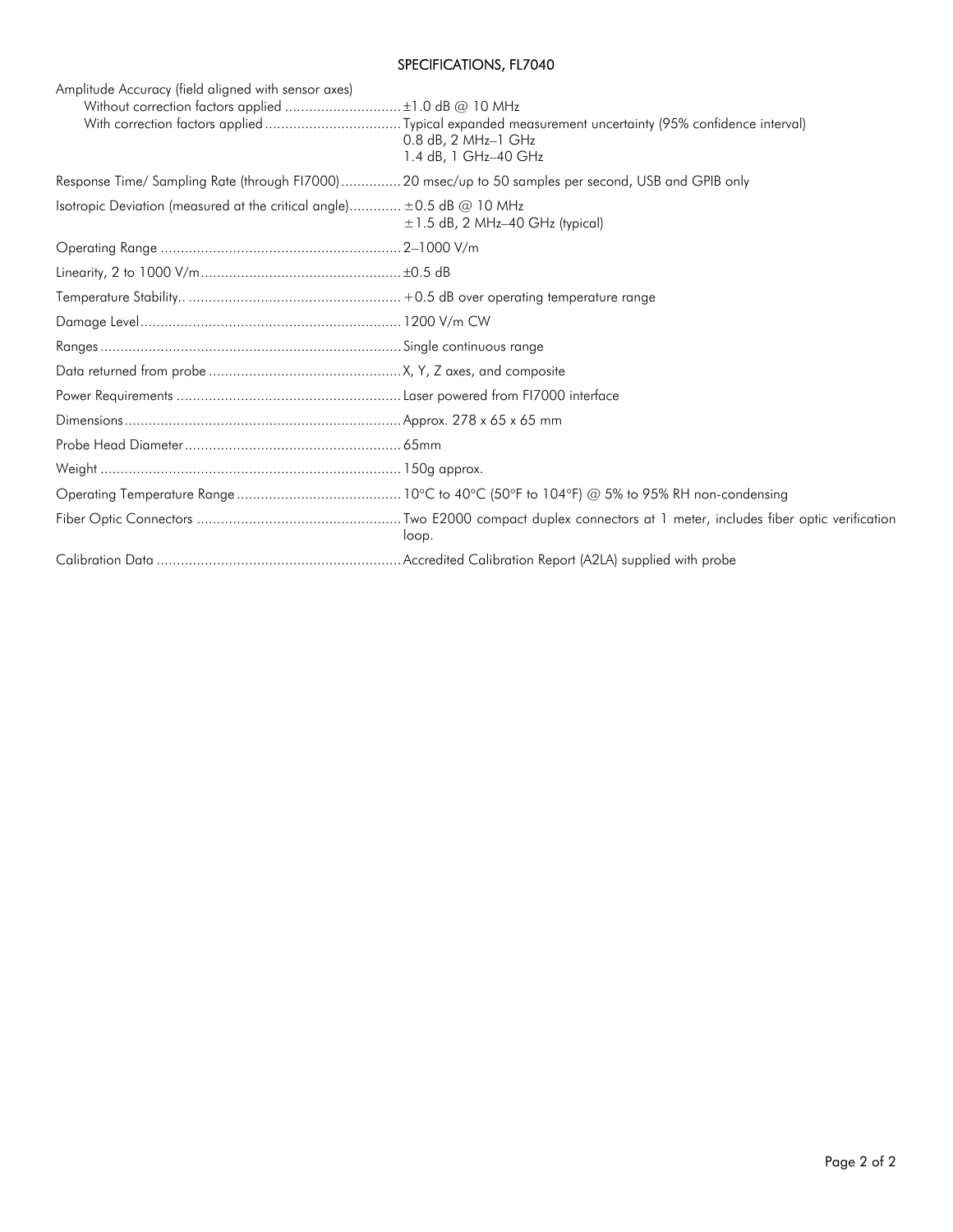## SPECIFICATIONS, FL7040

| | |
|---|---|
| Amplitude Accuracy (field aligned with sensor axes) | |
| Without correction factors applied | ±1.0 dB @ 10 MHz |
| With correction factors applied | Typical expanded measurement uncertainty (95% confidence interval)<br>0.8 dB, 2 MHz–1 GHz<br>1.4 dB, 1 GHz–40 GHz |
| Response Time/ Sampling Rate (through FI7000) | 20 msec/up to 50 samples per second, USB and GPIB only |
| Isotropic Deviation (measured at the critical angle) | ±0.5 dB @ 10 MHz<br>±1.5 dB, 2 MHz–40 GHz (typical) |
| Operating Range | 2–1000 V/m |
| Linearity, 2 to 1000 V/m | ±0.5 dB |
| Temperature Stability.. | +0.5 dB over operating temperature range |
| Damage Level | 1200 V/m CW |
| Ranges | Single continuous range |
| Data returned from probe | X, Y, Z axes, and composite |
| Power Requirements | Laser powered from FI7000 interface |
| Dimensions | Approx. 278 x 65 x 65 mm |
| Probe Head Diameter | 65mm |
| Weight | 150g approx. |
| Operating Temperature Range | 10°C to 40°C (50°F to 104°F) @ 5% to 95% RH non-condensing |
| Fiber Optic Connectors | Two E2000 compact duplex connectors at 1 meter, includes fiber optic verification loop. |
| Calibration Data | Accredited Calibration Report (A2LA) supplied with probe |